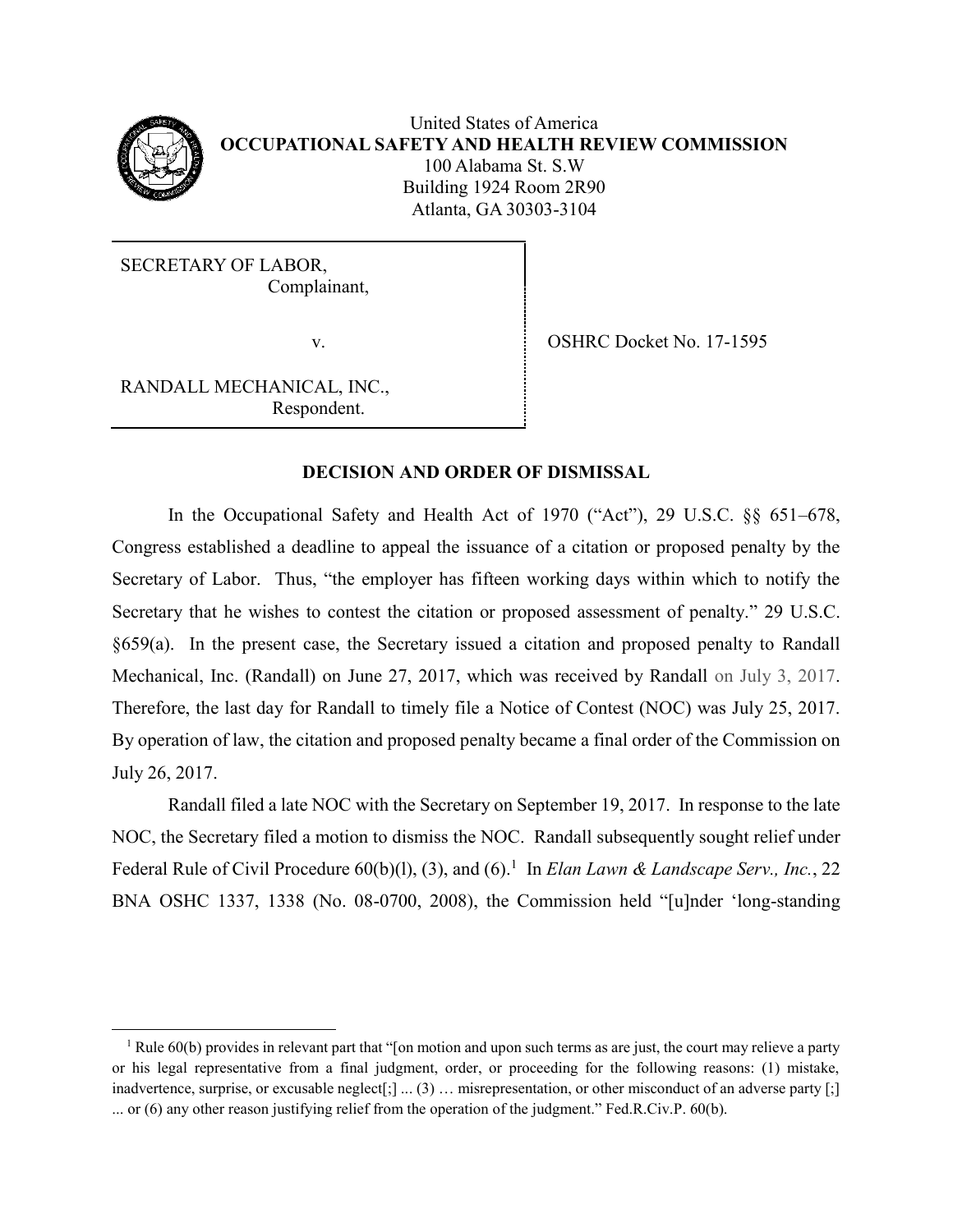United States of America
**OCCUPATIONAL SAFETY AND HEALTH REVIEW COMMISSION**
100 Alabama St. S.W
Building 1924 Room 2R90
Atlanta, GA 30303-3104

| | |
|---|---|
| SECRETARY OF LABOR, Complainant, v. RANDALL MECHANICAL, INC., Respondent. | OSHRC Docket No. 17-1595 |

## DECISION AND ORDER OF DISMISSAL

In the Occupational Safety and Health Act of 1970 ("Act"), 29 U.S.C. §§ 651–678, Congress established a deadline to appeal the issuance of a citation or proposed penalty by the Secretary of Labor. Thus, "the employer has fifteen working days within which to notify the Secretary that he wishes to contest the citation or proposed assessment of penalty." 29 U.S.C. §659(a). In the present case, the Secretary issued a citation and proposed penalty to Randall Mechanical, Inc. (Randall) on June 27, 2017, which was received by Randall on July 3, 2017. Therefore, the last day for Randall to timely file a Notice of Contest (NOC) was July 25, 2017. By operation of law, the citation and proposed penalty became a final order of the Commission on July 26, 2017.

Randall filed a late NOC with the Secretary on September 19, 2017. In response to the late NOC, the Secretary filed a motion to dismiss the NOC. Randall subsequently sought relief under Federal Rule of Civil Procedure 60(b)(l), (3), and (6).[1] In *Elan Lawn & Landscape Serv., Inc.*, 22 BNA OSHC 1337, 1338 (No. 08-0700, 2008), the Commission held "[u]nder 'long-standing

[1] Rule 60(b) provides in relevant part that "[on motion and upon such terms as are just, the court may relieve a party or his legal representative from a final judgment, order, or proceeding for the following reasons: (1) mistake, inadvertence, surprise, or excusable neglect[;] ... (3) … misrepresentation, or other misconduct of an adverse party [;] ... or (6) any other reason justifying relief from the operation of the judgment." Fed.R.Civ.P. 60(b).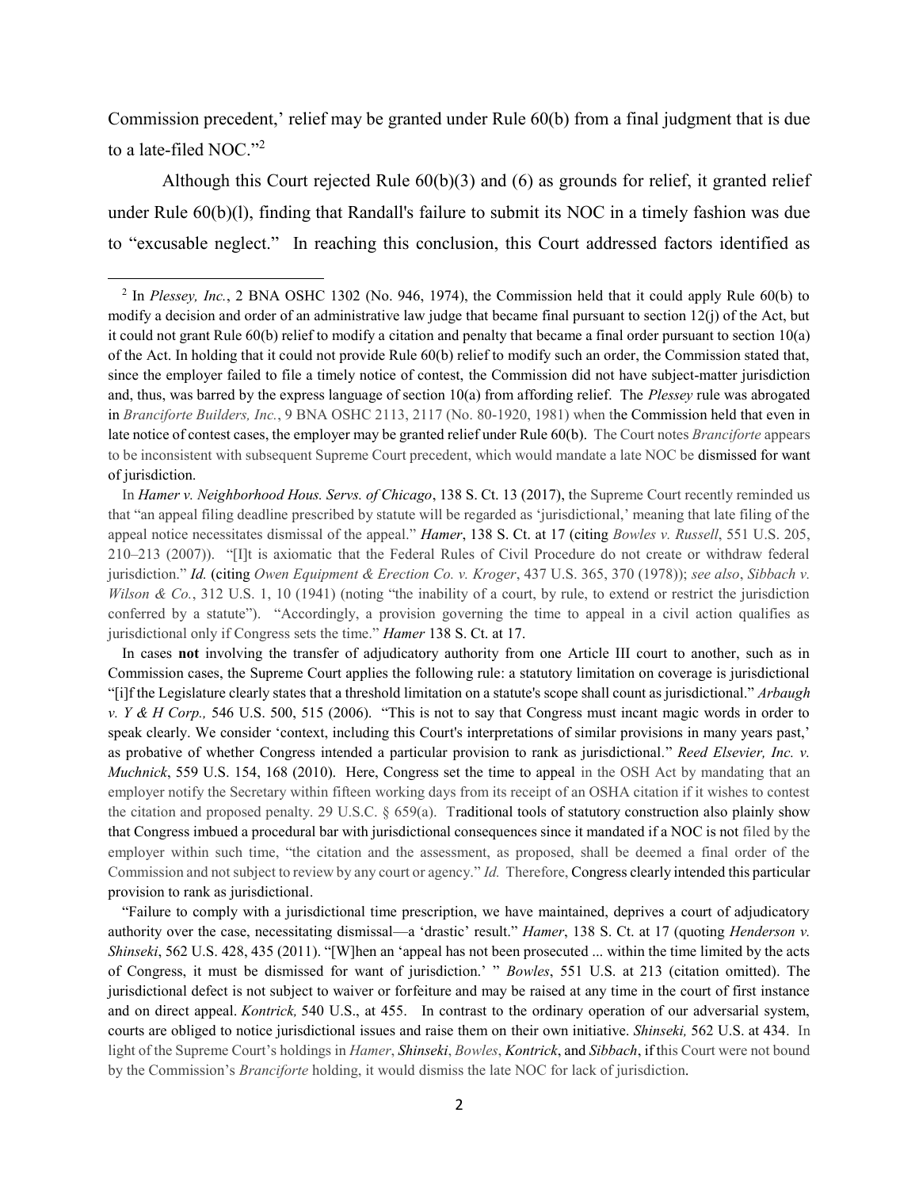Commission precedent,' relief may be granted under Rule 60(b) from a final judgment that is due to a late-filed NOC."[2]

Although this Court rejected Rule 60(b)(3) and (6) as grounds for relief, it granted relief under Rule 60(b)(l), finding that Randall's failure to submit its NOC in a timely fashion was due to "excusable neglect." In reaching this conclusion, this Court addressed factors identified as

---

[2] In *Plessey, Inc.*, 2 BNA OSHC 1302 (No. 946, 1974), the Commission held that it could apply Rule 60(b) to modify a decision and order of an administrative law judge that became final pursuant to section 12(j) of the Act, but it could not grant Rule 60(b) relief to modify a citation and penalty that became a final order pursuant to section 10(a) of the Act. In holding that it could not provide Rule 60(b) relief to modify such an order, the Commission stated that, since the employer failed to file a timely notice of contest, the Commission did not have subject-matter jurisdiction and, thus, was barred by the express language of section 10(a) from affording relief. The *Plessey* rule was abrogated in *Branciforte Builders, Inc.*, 9 BNA OSHC 2113, 2117 (No. 80-1920, 1981) when the Commission held that even in late notice of contest cases, the employer may be granted relief under Rule 60(b). The Court notes *Branciforte* appears to be inconsistent with subsequent Supreme Court precedent, which would mandate a late NOC be dismissed for want of jurisdiction.

In *Hamer v. Neighborhood Hous. Servs. of Chicago*, 138 S. Ct. 13 (2017), the Supreme Court recently reminded us that "an appeal filing deadline prescribed by statute will be regarded as 'jurisdictional,' meaning that late filing of the appeal notice necessitates dismissal of the appeal." *Hamer*, 138 S. Ct. at 17 (citing *Bowles v. Russell*, 551 U.S. 205, 210–213 (2007)). "[I]t is axiomatic that the Federal Rules of Civil Procedure do not create or withdraw federal jurisdiction." *Id.* (citing *Owen Equipment & Erection Co. v. Kroger*, 437 U.S. 365, 370 (1978)); *see also*, *Sibbach v. Wilson & Co.*, 312 U.S. 1, 10 (1941) (noting "the inability of a court, by rule, to extend or restrict the jurisdiction conferred by a statute"). "Accordingly, a provision governing the time to appeal in a civil action qualifies as jurisdictional only if Congress sets the time." *Hamer* 138 S. Ct. at 17.

In cases **not** involving the transfer of adjudicatory authority from one Article III court to another, such as in Commission cases, the Supreme Court applies the following rule: a statutory limitation on coverage is jurisdictional "[i]f the Legislature clearly states that a threshold limitation on a statute's scope shall count as jurisdictional." *Arbaugh v. Y & H Corp.,* 546 U.S. 500, 515 (2006). "This is not to say that Congress must incant magic words in order to speak clearly. We consider 'context, including this Court's interpretations of similar provisions in many years past,' as probative of whether Congress intended a particular provision to rank as jurisdictional." *Reed Elsevier, Inc. v. Muchnick*, 559 U.S. 154, 168 (2010). Here, Congress set the time to appeal in the OSH Act by mandating that an employer notify the Secretary within fifteen working days from its receipt of an OSHA citation if it wishes to contest the citation and proposed penalty. 29 U.S.C. § 659(a). Traditional tools of statutory construction also plainly show that Congress imbued a procedural bar with jurisdictional consequences since it mandated if a NOC is not filed by the employer within such time, "the citation and the assessment, as proposed, shall be deemed a final order of the Commission and not subject to review by any court or agency." *Id.* Therefore, Congress clearly intended this particular provision to rank as jurisdictional.

"Failure to comply with a jurisdictional time prescription, we have maintained, deprives a court of adjudicatory authority over the case, necessitating dismissal—a 'drastic' result." *Hamer*, 138 S. Ct. at 17 (quoting *Henderson v. Shinseki*, 562 U.S. 428, 435 (2011). "[W]hen an 'appeal has not been prosecuted ... within the time limited by the acts of Congress, it must be dismissed for want of jurisdiction.' " *Bowles*, 551 U.S. at 213 (citation omitted). The jurisdictional defect is not subject to waiver or forfeiture and may be raised at any time in the court of first instance and on direct appeal. *Kontrick,* 540 U.S., at 455. In contrast to the ordinary operation of our adversarial system, courts are obliged to notice jurisdictional issues and raise them on their own initiative. *Shinseki,* 562 U.S. at 434. In light of the Supreme Court's holdings in *Hamer*, *Shinseki*, *Bowles*, *Kontrick*, and *Sibbach*, if this Court were not bound by the Commission's *Branciforte* holding, it would dismiss the late NOC for lack of jurisdiction.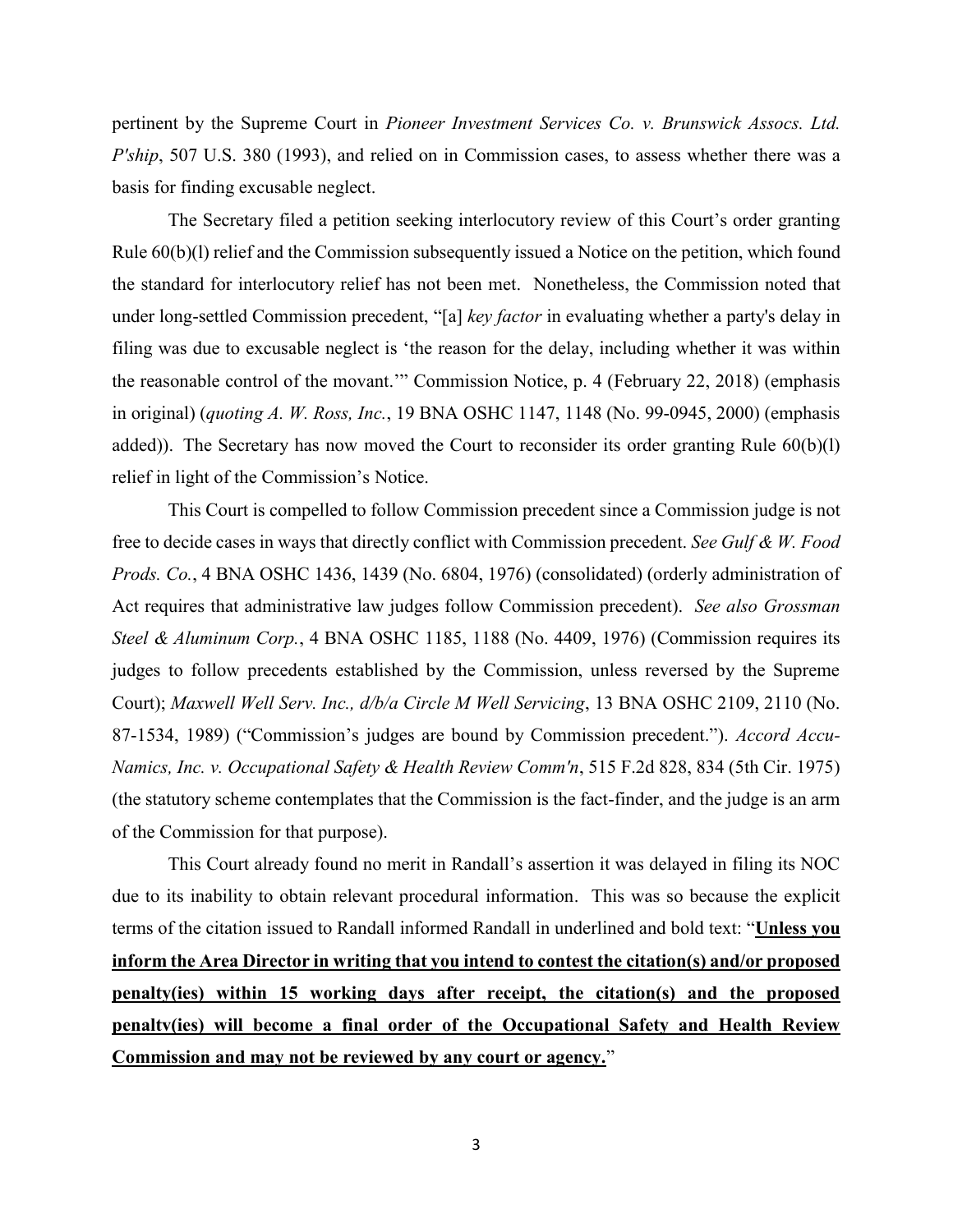pertinent by the Supreme Court in *Pioneer Investment Services Co. v. Brunswick Assocs. Ltd. P'ship*, 507 U.S. 380 (1993), and relied on in Commission cases, to assess whether there was a basis for finding excusable neglect.

The Secretary filed a petition seeking interlocutory review of this Court's order granting Rule 60(b)(l) relief and the Commission subsequently issued a Notice on the petition, which found the standard for interlocutory relief has not been met. Nonetheless, the Commission noted that under long-settled Commission precedent, "[a] *key factor* in evaluating whether a party's delay in filing was due to excusable neglect is 'the reason for the delay, including whether it was within the reasonable control of the movant.'" Commission Notice, p. 4 (February 22, 2018) (emphasis in original) (*quoting A. W. Ross, Inc.*, 19 BNA OSHC 1147, 1148 (No. 99-0945, 2000) (emphasis added)). The Secretary has now moved the Court to reconsider its order granting Rule 60(b)(l) relief in light of the Commission's Notice.

This Court is compelled to follow Commission precedent since a Commission judge is not free to decide cases in ways that directly conflict with Commission precedent. *See Gulf & W. Food Prods. Co.*, 4 BNA OSHC 1436, 1439 (No. 6804, 1976) (consolidated) (orderly administration of Act requires that administrative law judges follow Commission precedent). *See also Grossman Steel & Aluminum Corp.*, 4 BNA OSHC 1185, 1188 (No. 4409, 1976) (Commission requires its judges to follow precedents established by the Commission, unless reversed by the Supreme Court); *Maxwell Well Serv. Inc., d/b/a Circle M Well Servicing*, 13 BNA OSHC 2109, 2110 (No. 87-1534, 1989) ("Commission's judges are bound by Commission precedent."). *Accord Accu-Namics, Inc. v. Occupational Safety & Health Review Comm'n*, 515 F.2d 828, 834 (5th Cir. 1975) (the statutory scheme contemplates that the Commission is the fact-finder, and the judge is an arm of the Commission for that purpose).

This Court already found no merit in Randall's assertion it was delayed in filing its NOC due to its inability to obtain relevant procedural information. This was so because the explicit terms of the citation issued to Randall informed Randall in underlined and bold text: "**<u>Unless you inform the Area Director in writing that you intend to contest the citation(s) and/or proposed penalty(ies) within 15 working days after receipt, the citation(s) and the proposed penaltv(ies) will become a final order of the Occupational Safety and Health Review Commission and may not be reviewed by any court or agency.</u>**"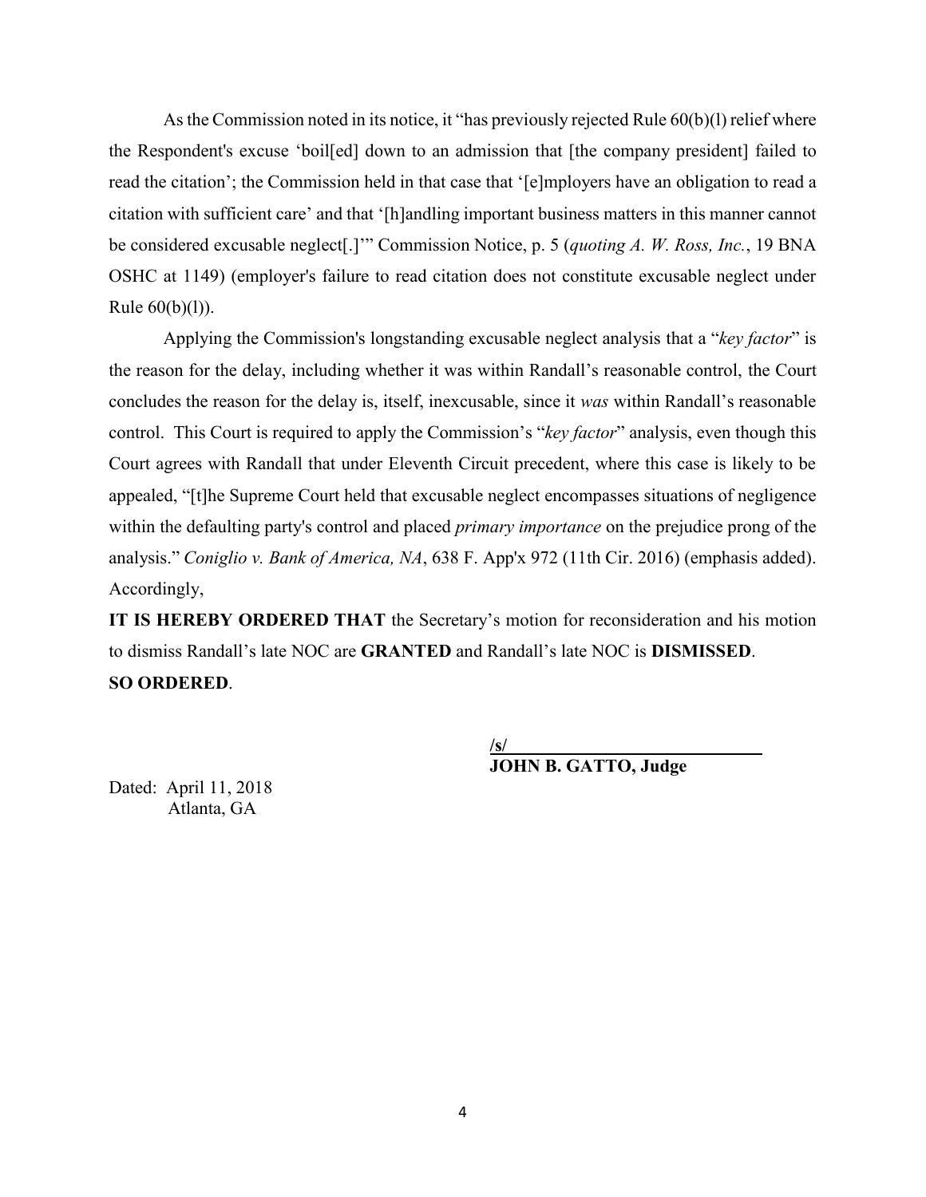As the Commission noted in its notice, it "has previously rejected Rule 60(b)(l) relief where the Respondent's excuse 'boil[ed] down to an admission that [the company president] failed to read the citation'; the Commission held in that case that '[e]mployers have an obligation to read a citation with sufficient care' and that '[h]andling important business matters in this manner cannot be considered excusable neglect[.]'" Commission Notice, p. 5 (*quoting A. W. Ross, Inc.*, 19 BNA OSHC at 1149) (employer's failure to read citation does not constitute excusable neglect under Rule 60(b)(l)).

Applying the Commission's longstanding excusable neglect analysis that a "*key factor*" is the reason for the delay, including whether it was within Randall's reasonable control, the Court concludes the reason for the delay is, itself, inexcusable, since it *was* within Randall's reasonable control. This Court is required to apply the Commission's "*key factor*" analysis, even though this Court agrees with Randall that under Eleventh Circuit precedent, where this case is likely to be appealed, "[t]he Supreme Court held that excusable neglect encompasses situations of negligence within the defaulting party's control and placed *primary importance* on the prejudice prong of the analysis." *Coniglio v. Bank of America, NA*, 638 F. App'x 972 (11th Cir. 2016) (emphasis added). Accordingly,

**IT IS HEREBY ORDERED THAT** the Secretary's motion for reconsideration and his motion to dismiss Randall's late NOC are **GRANTED** and Randall's late NOC is **DISMISSED**.

**SO ORDERED**.

**/s/**
**JOHN B. GATTO, Judge**

Dated: April 11, 2018
Atlanta, GA